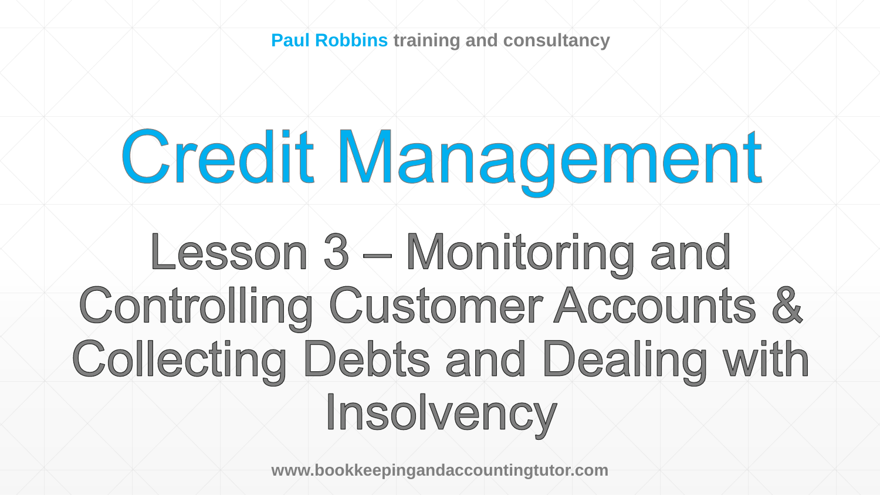**Paul Robbins** training and consultancy

# Credit Management

## Lesson 3 – Monitoring and Controlling Customer Accounts & Collecting Debts and Dealing with Insolvency

www.bookkeepingandaccountingtutor.com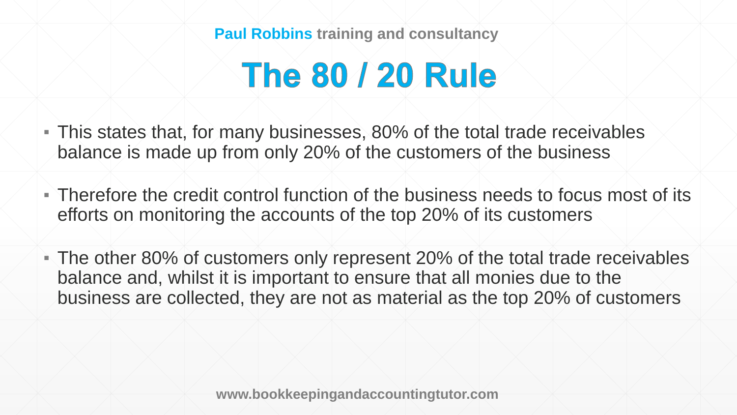# The 80 / 20 Rule

- This states that, for many businesses, 80% of the total trade receivables balance is made up from only 20% of the customers of the business
- Therefore the credit control function of the business needs to focus most of its efforts on monitoring the accounts of the top 20% of its customers
- The other 80% of customers only represent 20% of the total trade receivables balance and, whilst it is important to ensure that all monies due to the business are collected, they are not as material as the top 20% of customers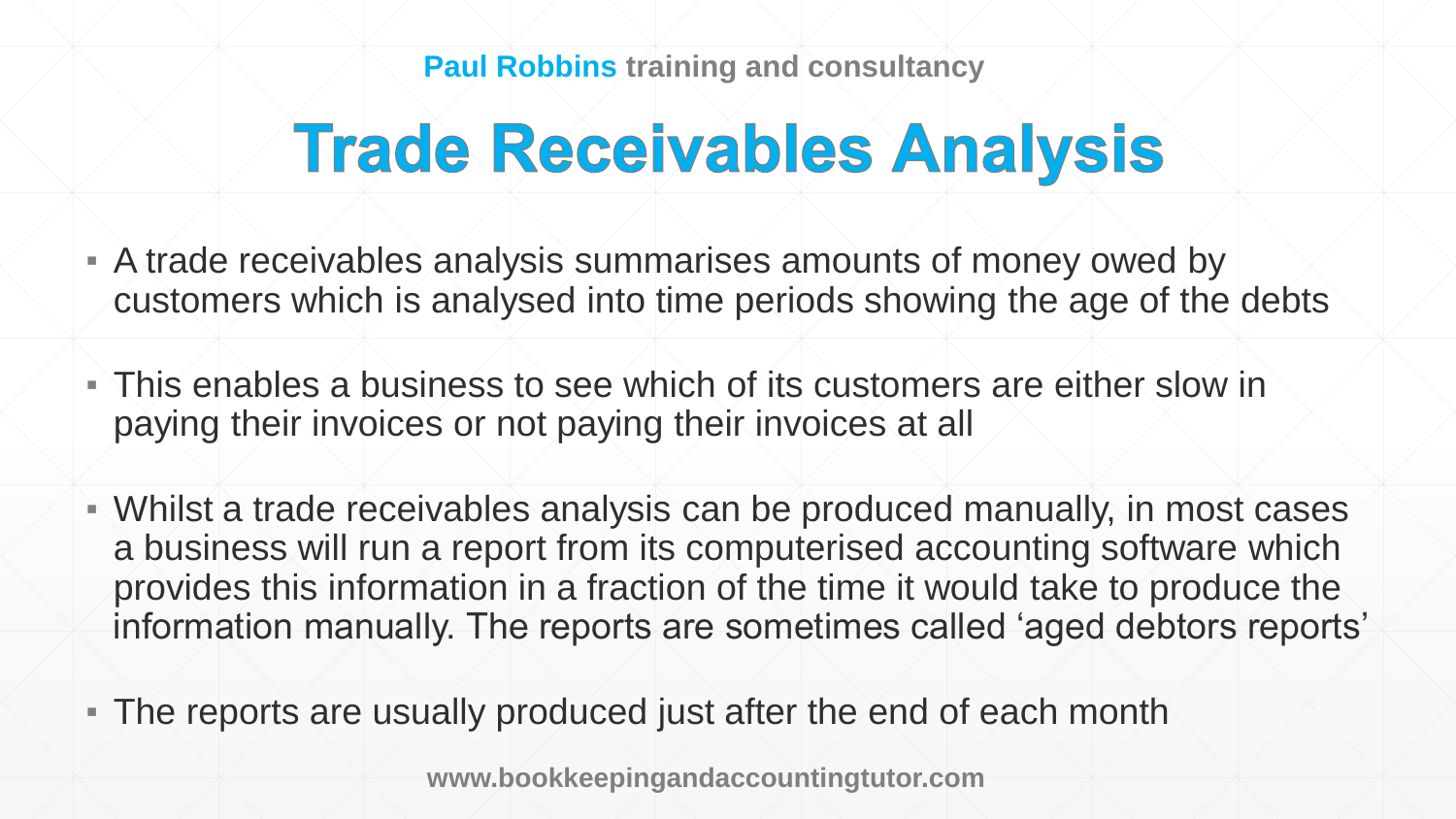# Trade Receivables Analysis

- A trade receivables analysis summarises amounts of money owed by customers which is analysed into time periods showing the age of the debts
- This enables a business to see which of its customers are either slow in paying their invoices or not paying their invoices at all
- Whilst a trade receivables analysis can be produced manually, in most cases a business will run a report from its computerised accounting software which provides this information in a fraction of the time it would take to produce the information manually. The reports are sometimes called 'aged debtors reports'
- The reports are usually produced just after the end of each month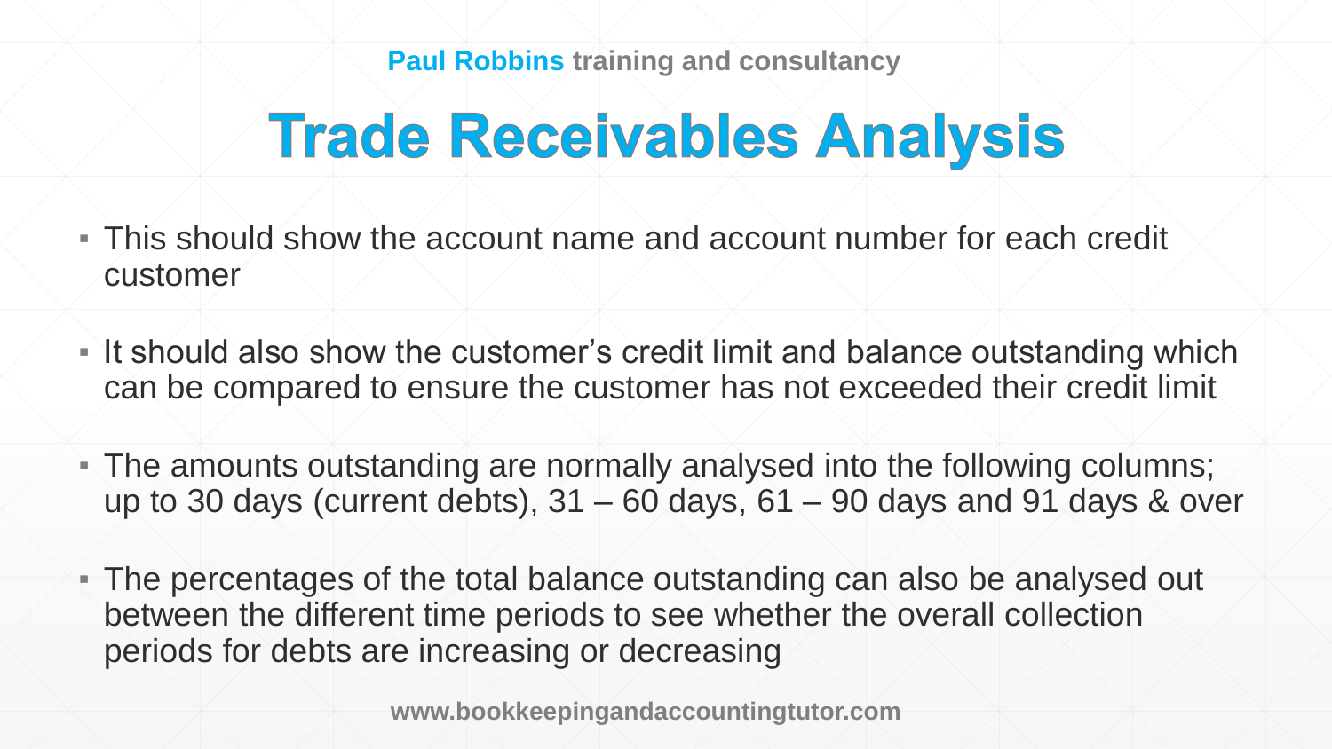# Trade Receivables Analysis

- This should show the account name and account number for each credit customer
- It should also show the customer's credit limit and balance outstanding which can be compared to ensure the customer has not exceeded their credit limit
- The amounts outstanding are normally analysed into the following columns; up to 30 days (current debts), 31 – 60 days, 61 – 90 days and 91 days & over
- The percentages of the total balance outstanding can also be analysed out between the different time periods to see whether the overall collection periods for debts are increasing or decreasing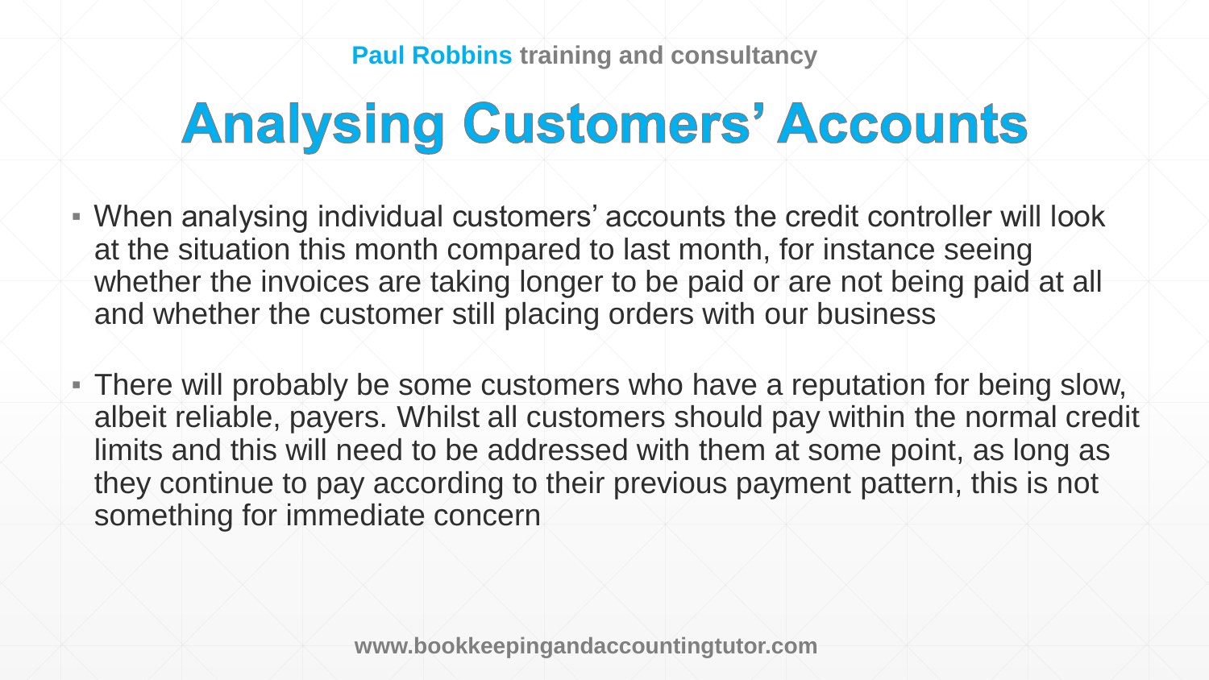# Analysing Customers' Accounts

- When analysing individual customers' accounts the credit controller will look at the situation this month compared to last month, for instance seeing whether the invoices are taking longer to be paid or are not being paid at all and whether the customer still placing orders with our business
- There will probably be some customers who have a reputation for being slow, albeit reliable, payers. Whilst all customers should pay within the normal credit limits and this will need to be addressed with them at some point, as long as they continue to pay according to their previous payment pattern, this is not something for immediate concern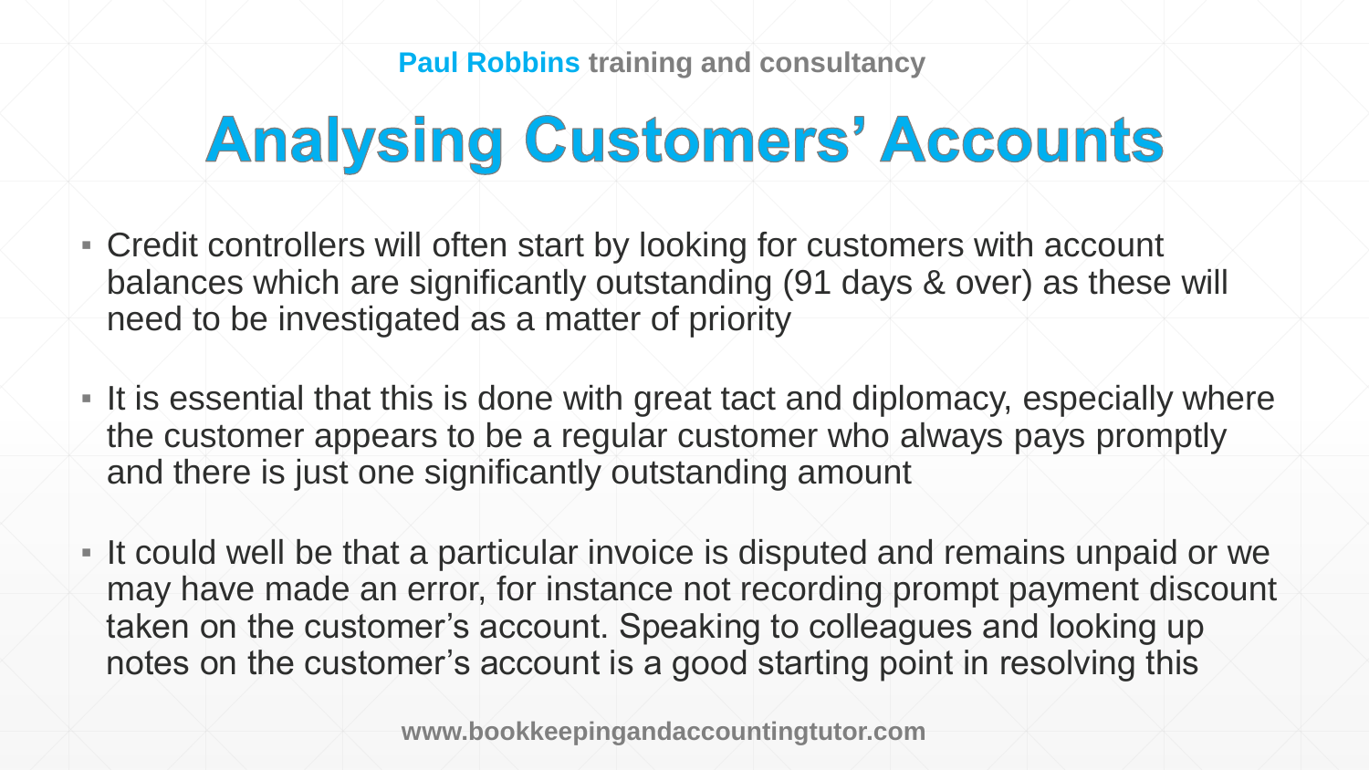# Analysing Customers' Accounts

- Credit controllers will often start by looking for customers with account balances which are significantly outstanding (91 days & over) as these will need to be investigated as a matter of priority
- It is essential that this is done with great tact and diplomacy, especially where the customer appears to be a regular customer who always pays promptly and there is just one significantly outstanding amount
- It could well be that a particular invoice is disputed and remains unpaid or we may have made an error, for instance not recording prompt payment discount taken on the customer's account. Speaking to colleagues and looking up notes on the customer's account is a good starting point in resolving this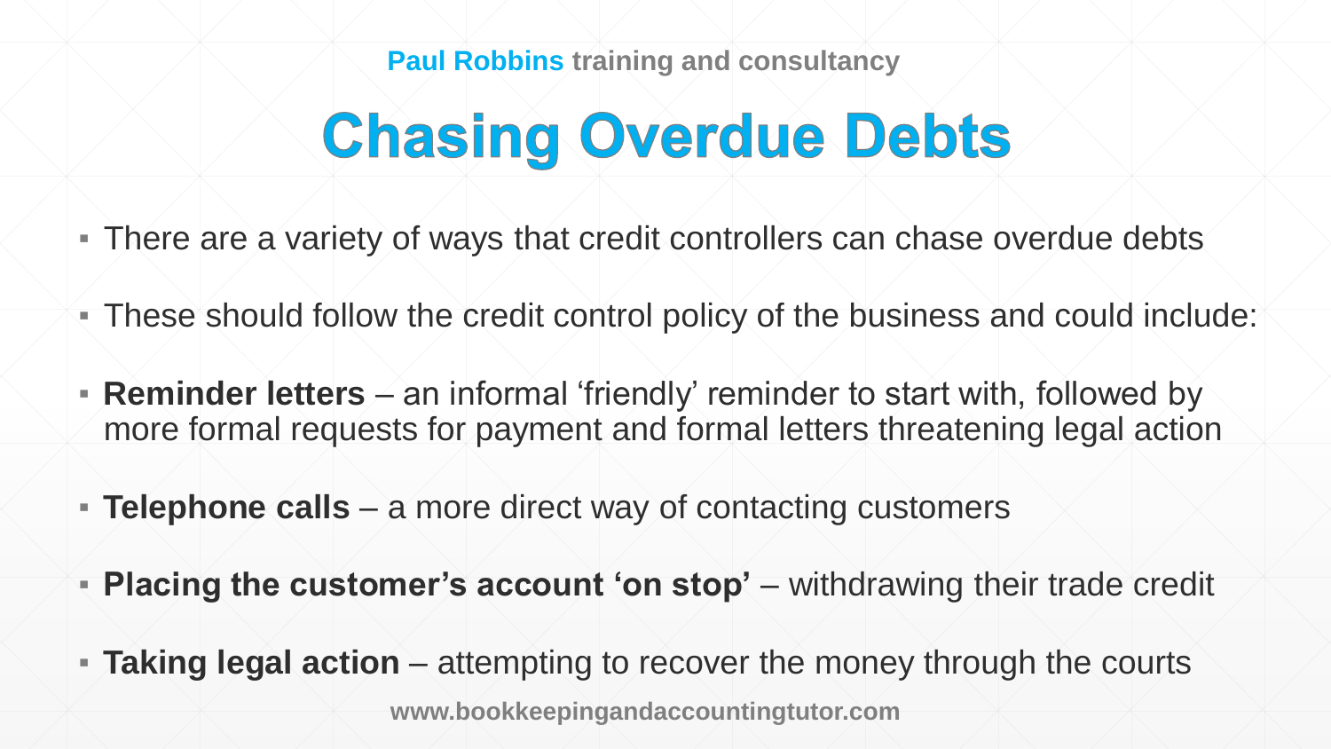# Chasing Overdue Debts

- There are a variety of ways that credit controllers can chase overdue debts
- These should follow the credit control policy of the business and could include:
- **Reminder letters** – an informal ‘friendly’ reminder to start with, followed by more formal requests for payment and formal letters threatening legal action
- **Telephone calls** – a more direct way of contacting customers
- **Placing the customer’s account ‘on stop’** – withdrawing their trade credit
- **Taking legal action** – attempting to recover the money through the courts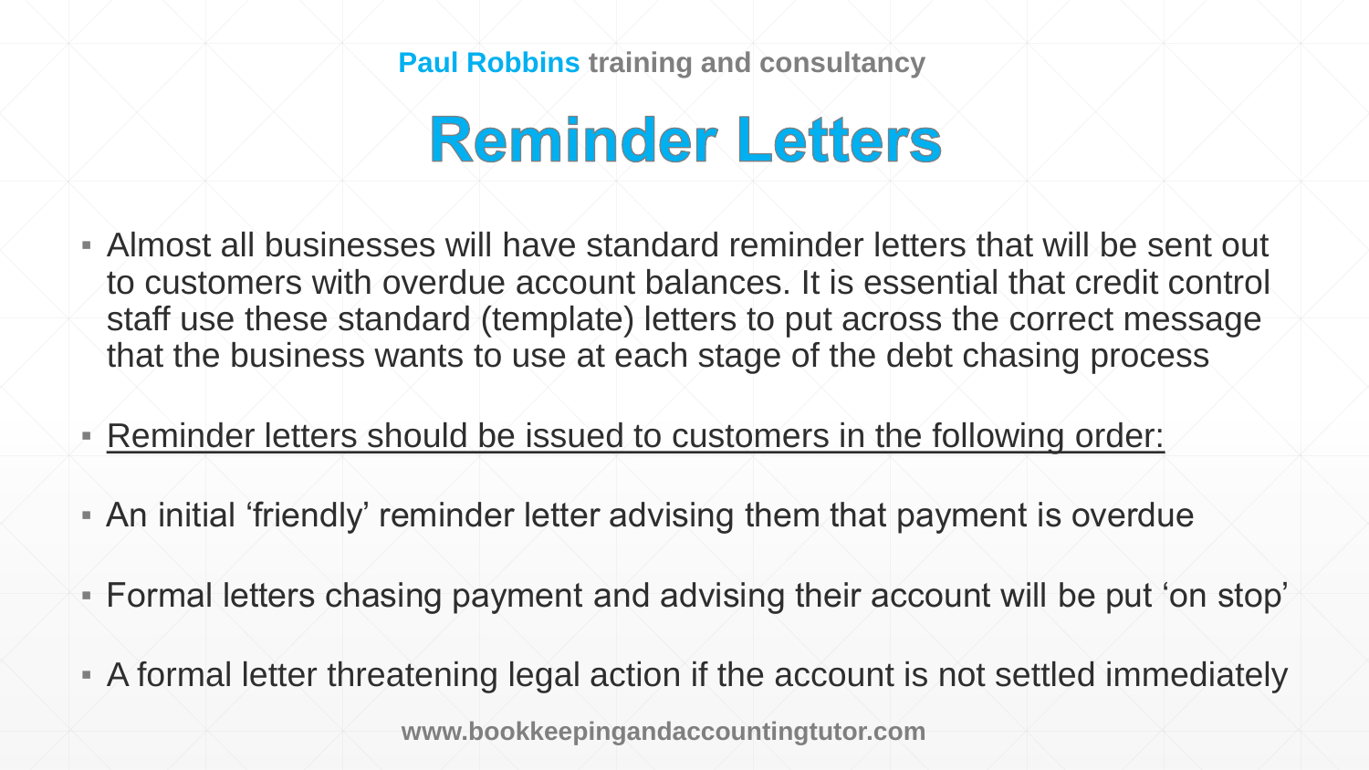# Reminder Letters

- Almost all businesses will have standard reminder letters that will be sent out to customers with overdue account balances. It is essential that credit control staff use these standard (template) letters to put across the correct message that the business wants to use at each stage of the debt chasing process
- <u>Reminder letters should be issued to customers in the following order:</u>
- An initial 'friendly' reminder letter advising them that payment is overdue
- Formal letters chasing payment and advising their account will be put 'on stop'
- A formal letter threatening legal action if the account is not settled immediately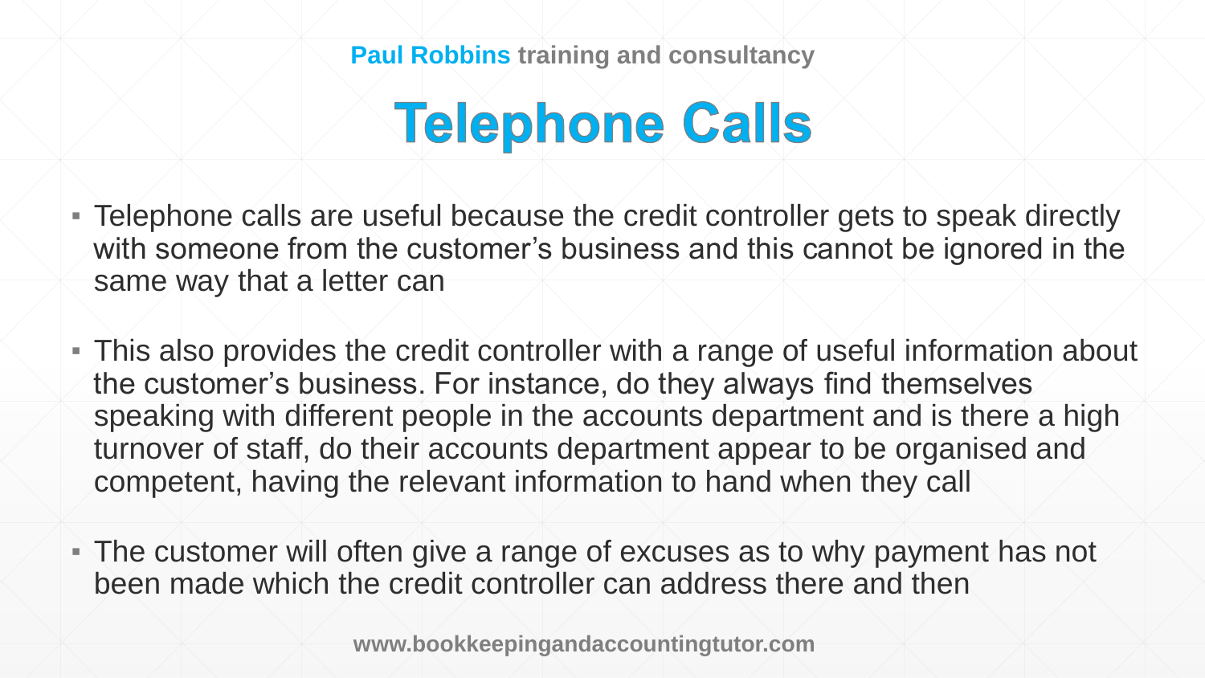# Telephone Calls

- Telephone calls are useful because the credit controller gets to speak directly with someone from the customer's business and this cannot be ignored in the same way that a letter can

- This also provides the credit controller with a range of useful information about the customer's business. For instance, do they always find themselves speaking with different people in the accounts department and is there a high turnover of staff, do their accounts department appear to be organised and competent, having the relevant information to hand when they call

- The customer will often give a range of excuses as to why payment has not been made which the credit controller can address there and then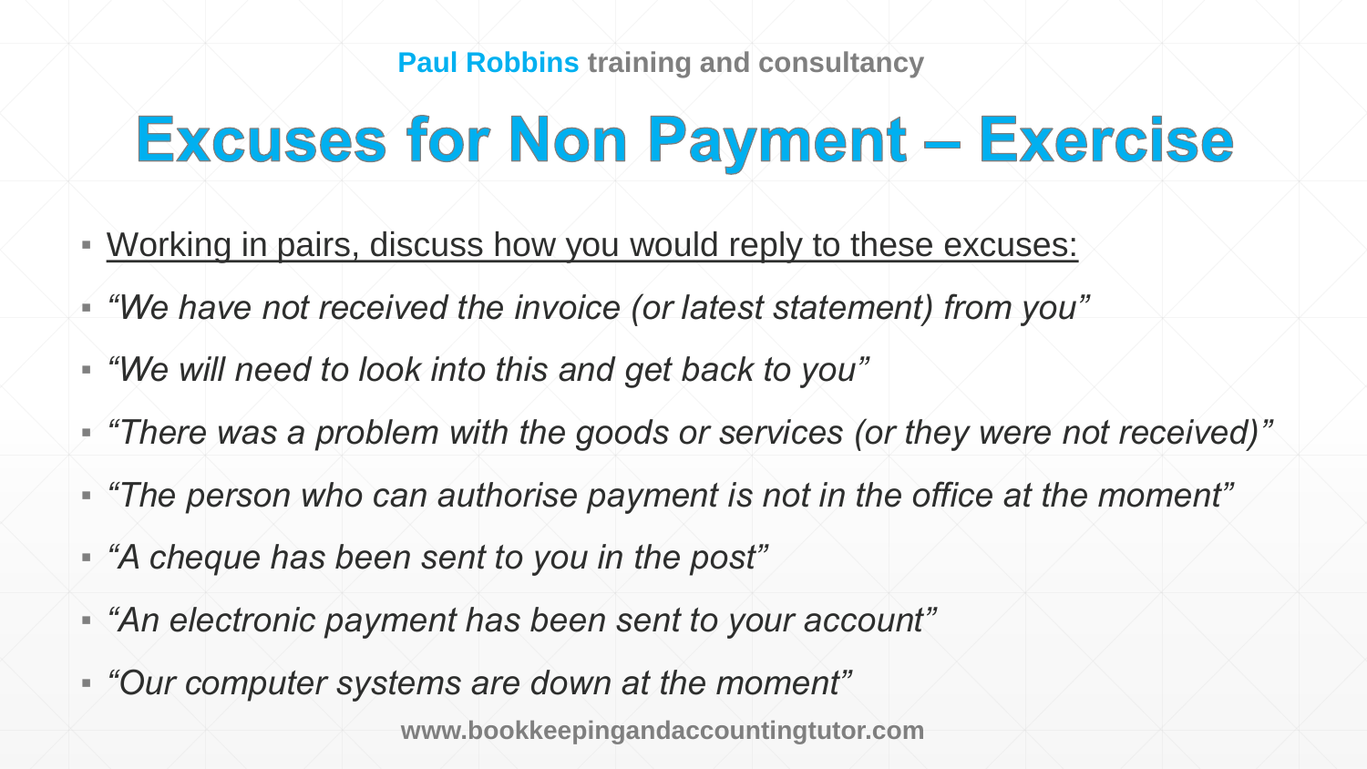# Excuses for Non Payment – Exercise

- Working in pairs, discuss how you would reply to these excuses:
- *"We have not received the invoice (or latest statement) from you"*
- *"We will need to look into this and get back to you"*
- *"There was a problem with the goods or services (or they were not received)"*
- *"The person who can authorise payment is not in the office at the moment"*
- *"A cheque has been sent to you in the post"*
- *"An electronic payment has been sent to your account"*
- *"Our computer systems are down at the moment"*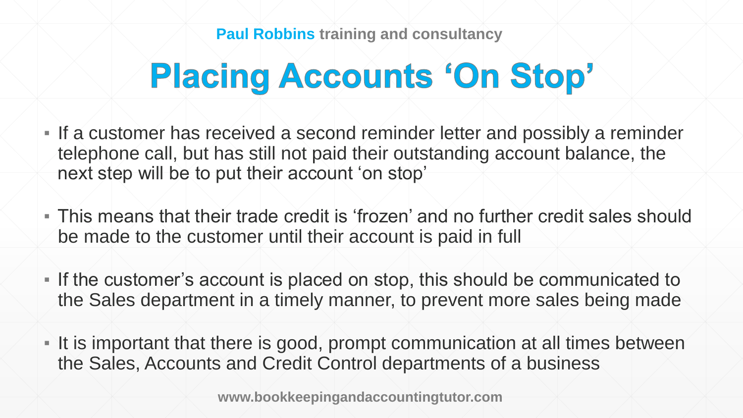# Placing Accounts 'On Stop'

- If a customer has received a second reminder letter and possibly a reminder telephone call, but has still not paid their outstanding account balance, the next step will be to put their account 'on stop'

- This means that their trade credit is 'frozen' and no further credit sales should be made to the customer until their account is paid in full

- If the customer's account is placed on stop, this should be communicated to the Sales department in a timely manner, to prevent more sales being made

- It is important that there is good, prompt communication at all times between the Sales, Accounts and Credit Control departments of a business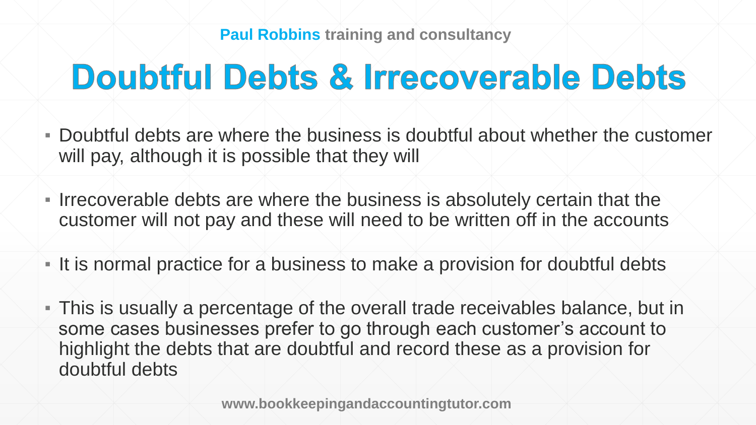# Doubtful Debts & Irrecoverable Debts

- Doubtful debts are where the business is doubtful about whether the customer will pay, although it is possible that they will
- Irrecoverable debts are where the business is absolutely certain that the customer will not pay and these will need to be written off in the accounts
- It is normal practice for a business to make a provision for doubtful debts
- This is usually a percentage of the overall trade receivables balance, but in some cases businesses prefer to go through each customer's account to highlight the debts that are doubtful and record these as a provision for doubtful debts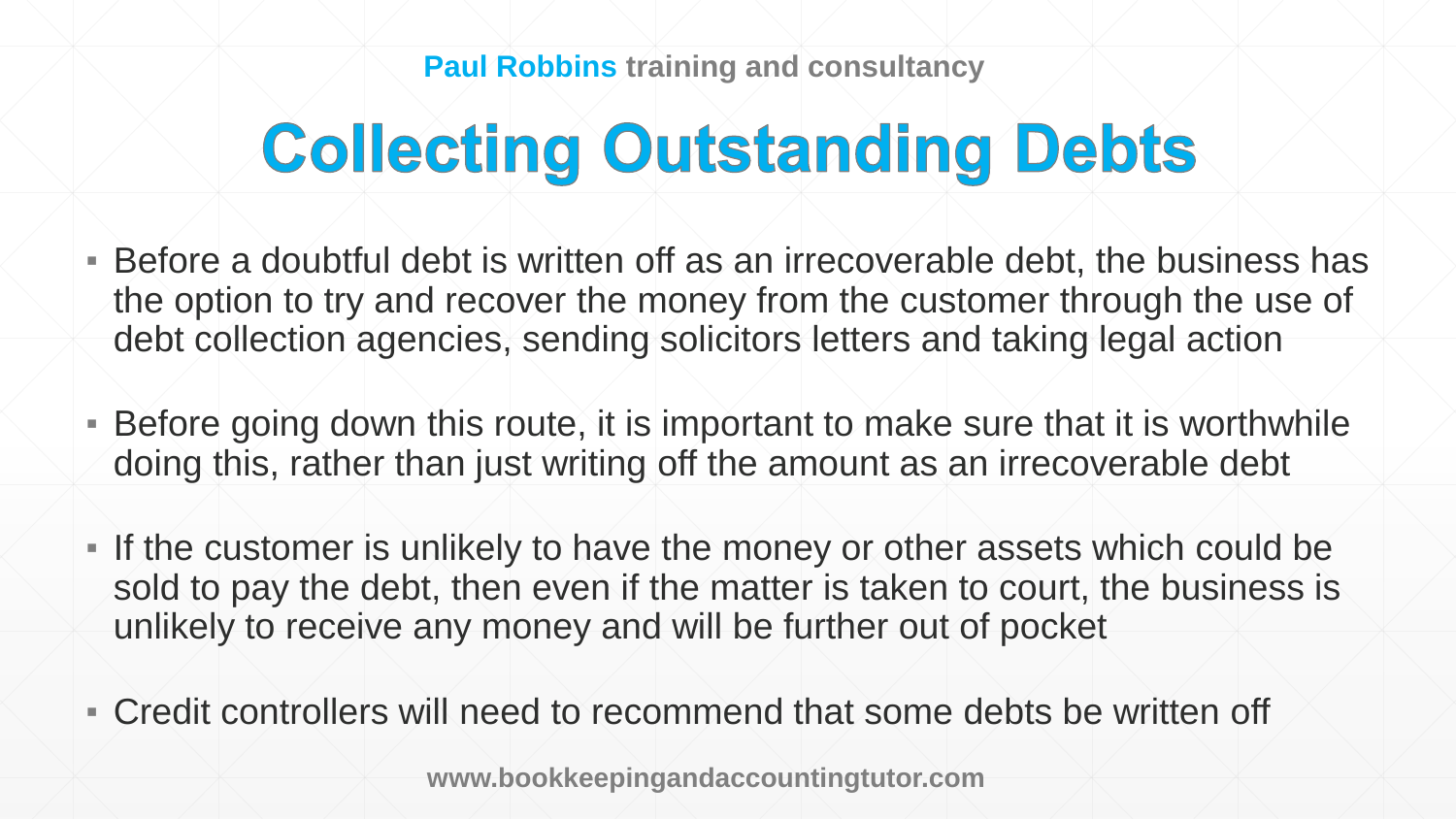# Collecting Outstanding Debts

- Before a doubtful debt is written off as an irrecoverable debt, the business has the option to try and recover the money from the customer through the use of debt collection agencies, sending solicitors letters and taking legal action
- Before going down this route, it is important to make sure that it is worthwhile doing this, rather than just writing off the amount as an irrecoverable debt
- If the customer is unlikely to have the money or other assets which could be sold to pay the debt, then even if the matter is taken to court, the business is unlikely to receive any money and will be further out of pocket
- Credit controllers will need to recommend that some debts be written off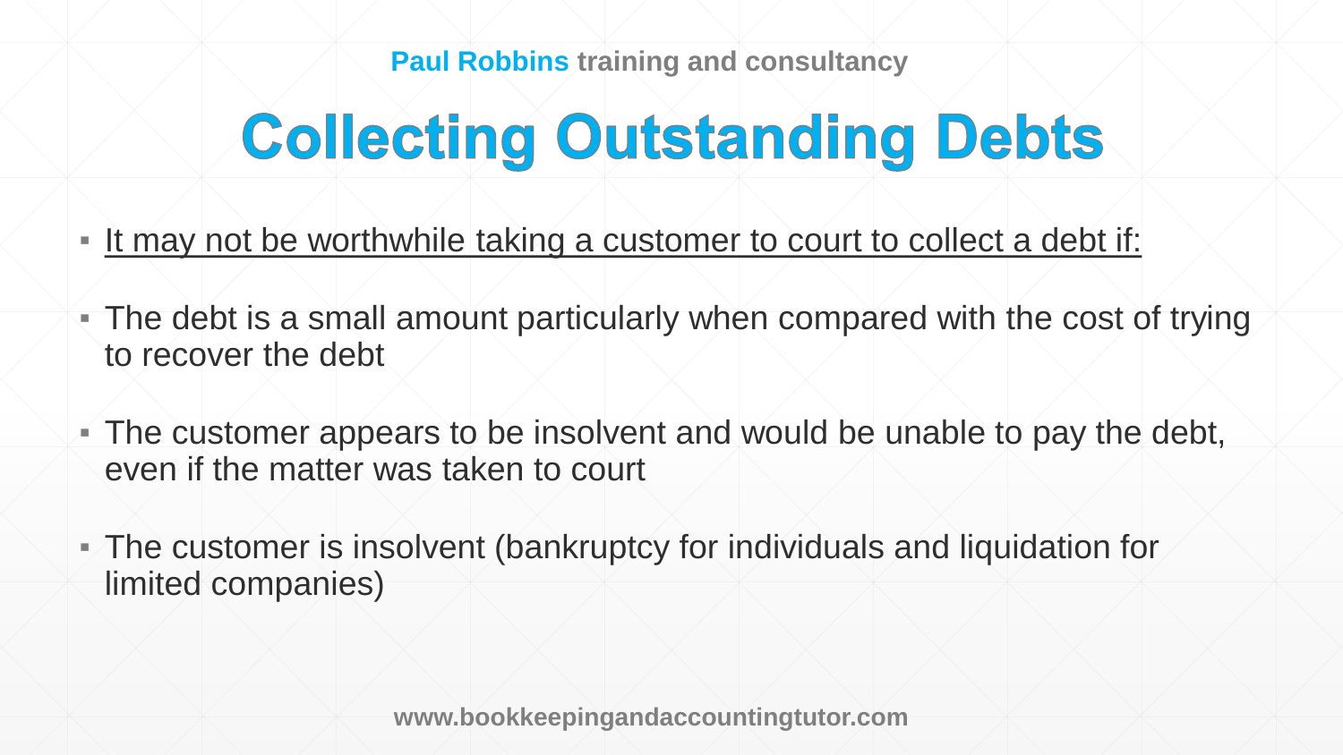# Collecting Outstanding Debts

- It may not be worthwhile taking a customer to court to collect a debt if:
- The debt is a small amount particularly when compared with the cost of trying to recover the debt
- The customer appears to be insolvent and would be unable to pay the debt, even if the matter was taken to court
- The customer is insolvent (bankruptcy for individuals and liquidation for limited companies)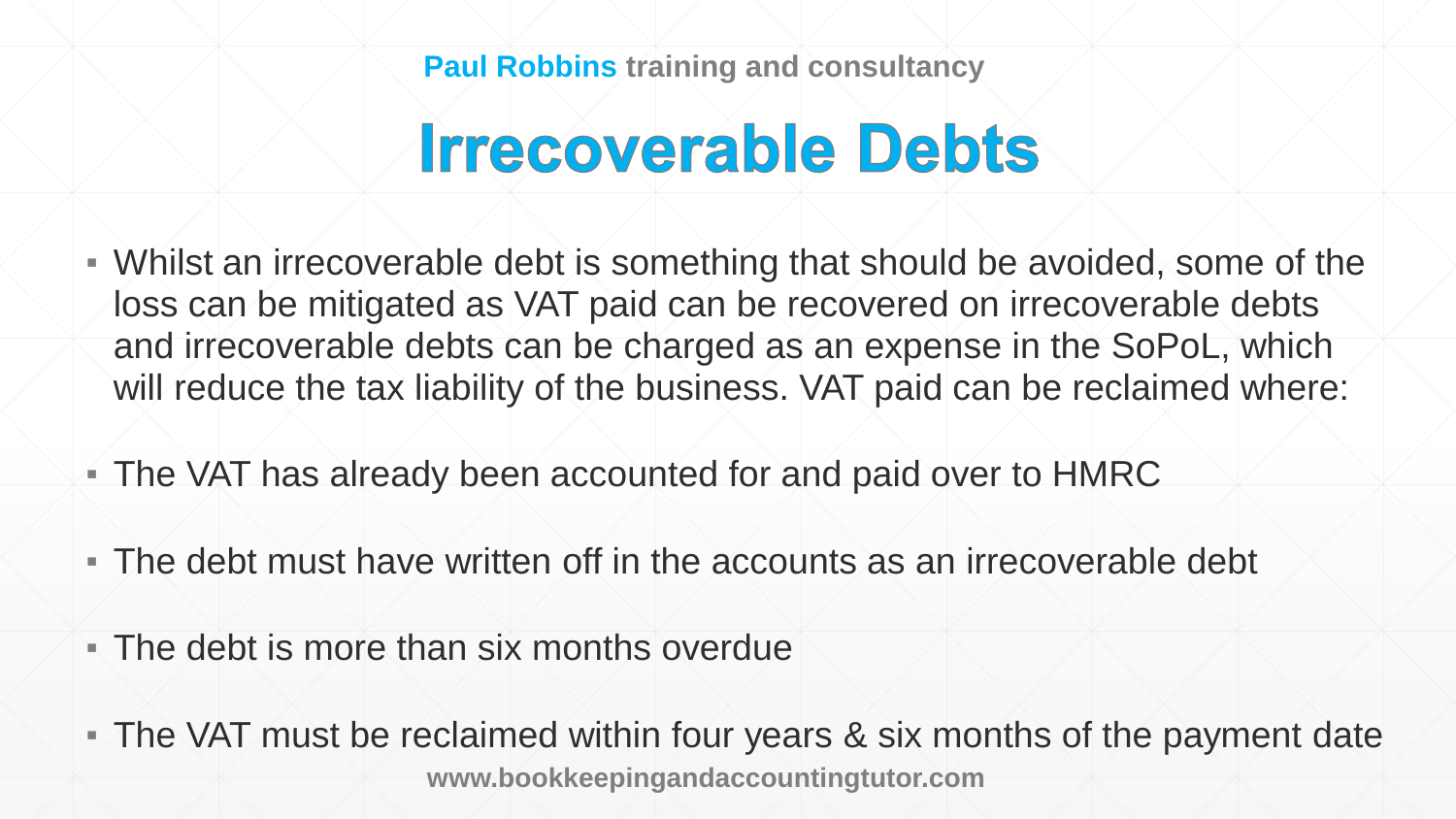# Irrecoverable Debts

- Whilst an irrecoverable debt is something that should be avoided, some of the loss can be mitigated as VAT paid can be recovered on irrecoverable debts and irrecoverable debts can be charged as an expense in the SoPoL, which will reduce the tax liability of the business. VAT paid can be reclaimed where:
- The VAT has already been accounted for and paid over to HMRC
- The debt must have written off in the accounts as an irrecoverable debt
- The debt is more than six months overdue
- The VAT must be reclaimed within four years & six months of the payment date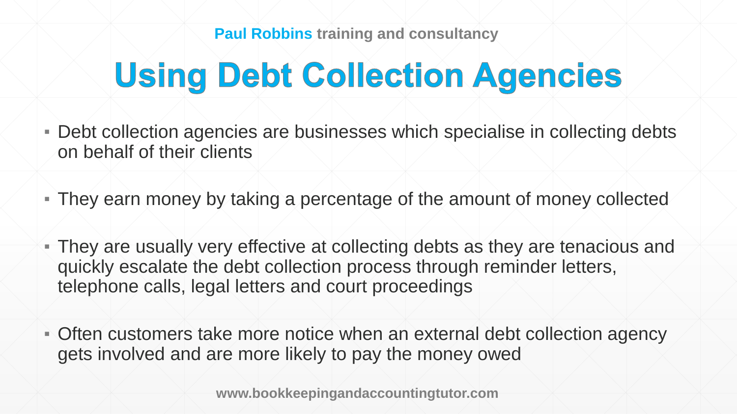# Using Debt Collection Agencies

- Debt collection agencies are businesses which specialise in collecting debts on behalf of their clients
- They earn money by taking a percentage of the amount of money collected
- They are usually very effective at collecting debts as they are tenacious and quickly escalate the debt collection process through reminder letters, telephone calls, legal letters and court proceedings
- Often customers take more notice when an external debt collection agency gets involved and are more likely to pay the money owed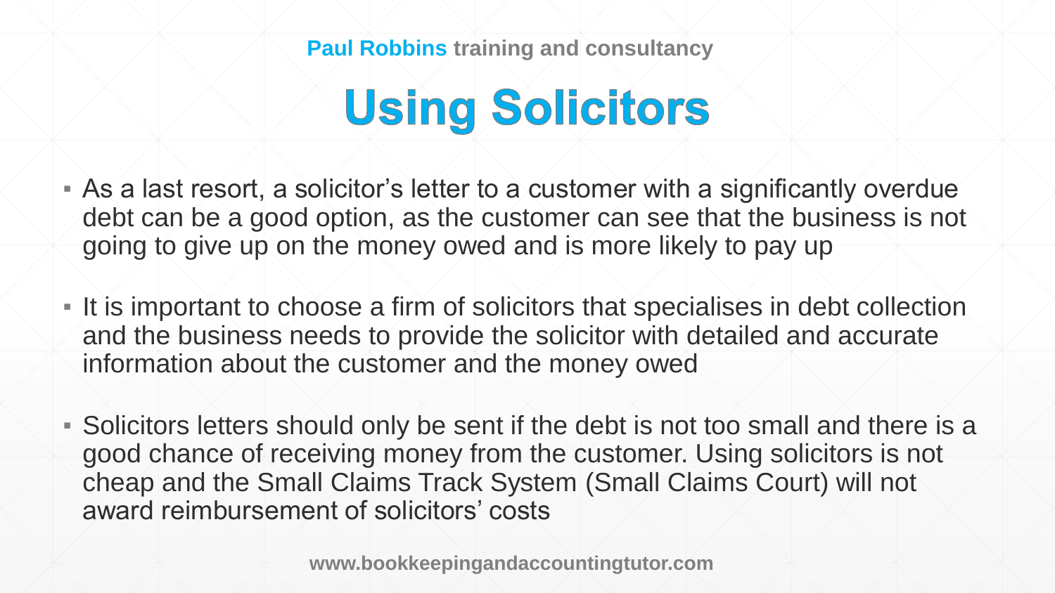# Using Solicitors

- As a last resort, a solicitor's letter to a customer with a significantly overdue debt can be a good option, as the customer can see that the business is not going to give up on the money owed and is more likely to pay up
- It is important to choose a firm of solicitors that specialises in debt collection and the business needs to provide the solicitor with detailed and accurate information about the customer and the money owed
- Solicitors letters should only be sent if the debt is not too small and there is a good chance of receiving money from the customer. Using solicitors is not cheap and the Small Claims Track System (Small Claims Court) will not award reimbursement of solicitors' costs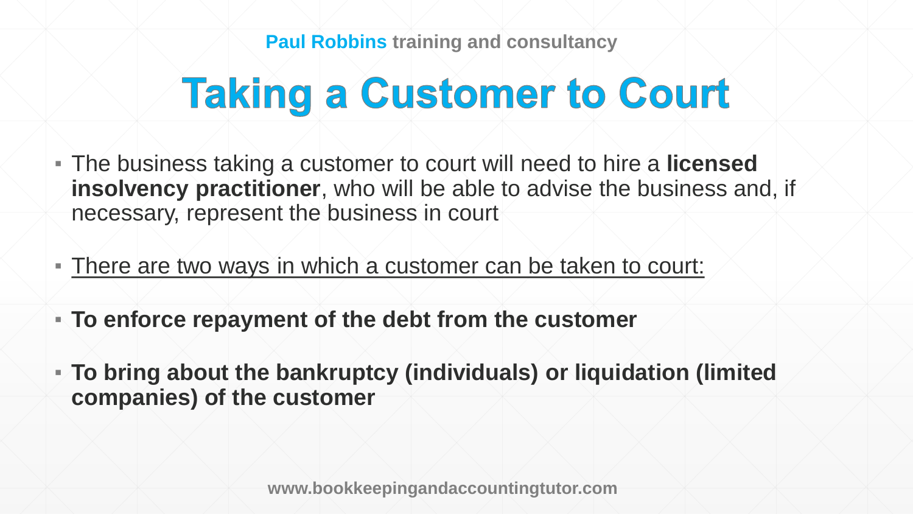# Taking a Customer to Court

- The business taking a customer to court will need to hire a **licensed insolvency practitioner**, who will be able to advise the business and, if necessary, represent the business in court

- <u>There are two ways in which a customer can be taken to court:</u>

- **To enforce repayment of the debt from the customer**

- **To bring about the bankruptcy (individuals) or liquidation (limited companies) of the customer**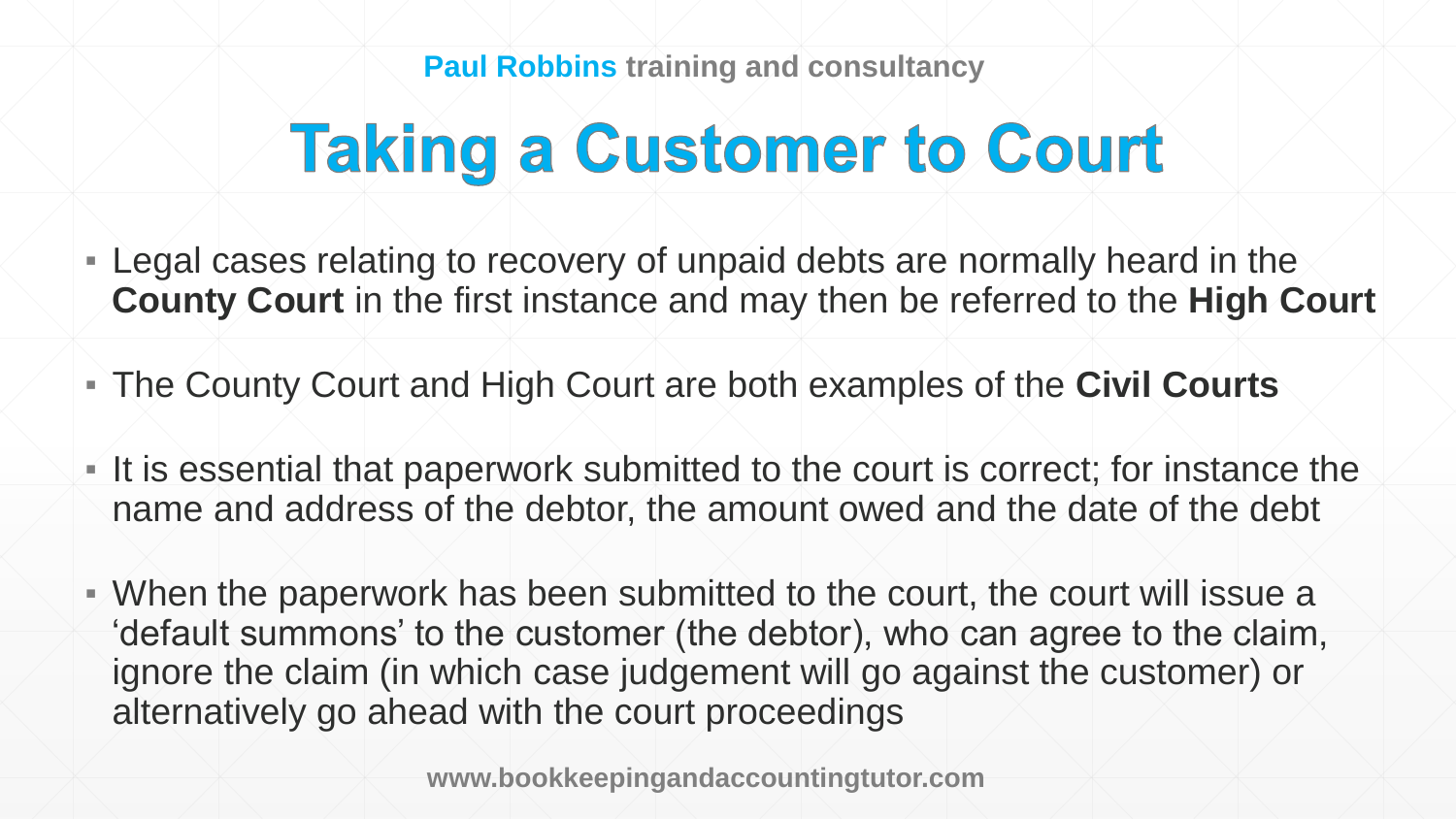# Taking a Customer to Court

- Legal cases relating to recovery of unpaid debts are normally heard in the **County Court** in the first instance and may then be referred to the **High Court**
- The County Court and High Court are both examples of the **Civil Courts**
- It is essential that paperwork submitted to the court is correct; for instance the name and address of the debtor, the amount owed and the date of the debt
- When the paperwork has been submitted to the court, the court will issue a 'default summons' to the customer (the debtor), who can agree to the claim, ignore the claim (in which case judgement will go against the customer) or alternatively go ahead with the court proceedings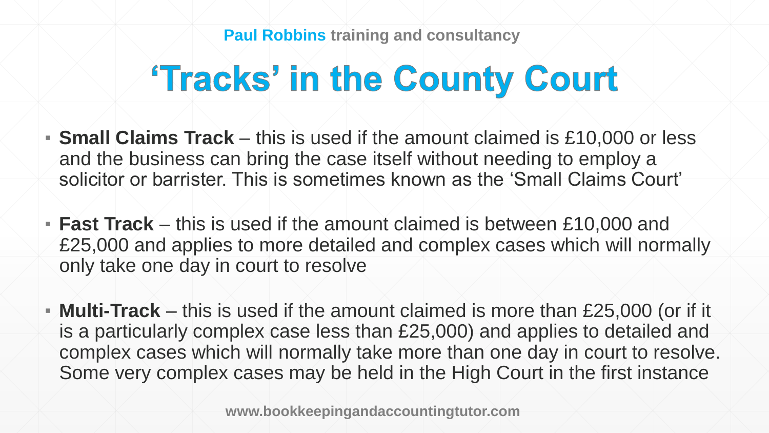# 'Tracks' in the County Court

- **Small Claims Track** – this is used if the amount claimed is £10,000 or less and the business can bring the case itself without needing to employ a solicitor or barrister. This is sometimes known as the 'Small Claims Court'
- **Fast Track** – this is used if the amount claimed is between £10,000 and £25,000 and applies to more detailed and complex cases which will normally only take one day in court to resolve
- **Multi-Track** – this is used if the amount claimed is more than £25,000 (or if it is a particularly complex case less than £25,000) and applies to detailed and complex cases which will normally take more than one day in court to resolve. Some very complex cases may be held in the High Court in the first instance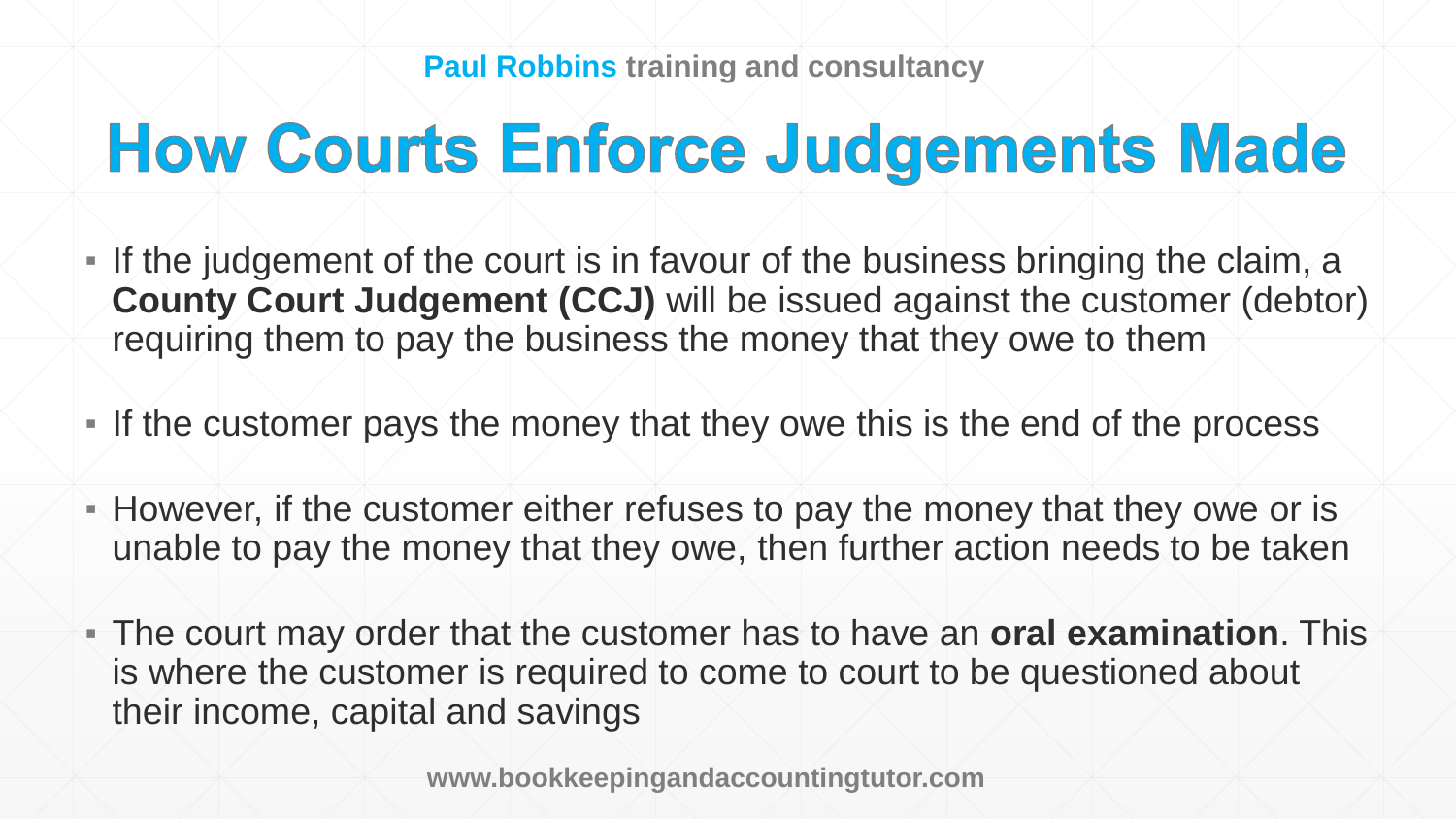# How Courts Enforce Judgements Made

- If the judgement of the court is in favour of the business bringing the claim, a **County Court Judgement (CCJ)** will be issued against the customer (debtor) requiring them to pay the business the money that they owe to them
- If the customer pays the money that they owe this is the end of the process
- However, if the customer either refuses to pay the money that they owe or is unable to pay the money that they owe, then further action needs to be taken
- The court may order that the customer has to have an **oral examination**. This is where the customer is required to come to court to be questioned about their income, capital and savings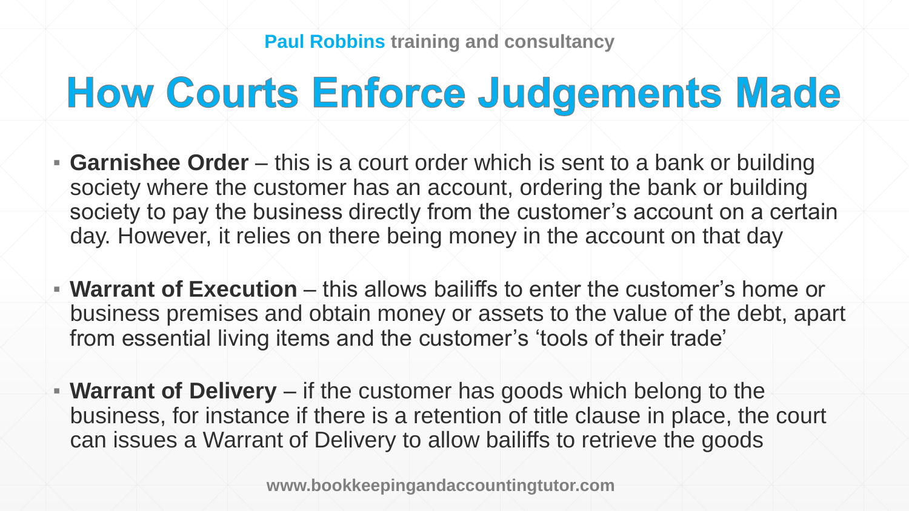# How Courts Enforce Judgements Made

- **Garnishee Order** – this is a court order which is sent to a bank or building society where the customer has an account, ordering the bank or building society to pay the business directly from the customer's account on a certain day. However, it relies on there being money in the account on that day

- **Warrant of Execution** – this allows bailiffs to enter the customer's home or business premises and obtain money or assets to the value of the debt, apart from essential living items and the customer's 'tools of their trade'

- **Warrant of Delivery** – if the customer has goods which belong to the business, for instance if there is a retention of title clause in place, the court can issues a Warrant of Delivery to allow bailiffs to retrieve the goods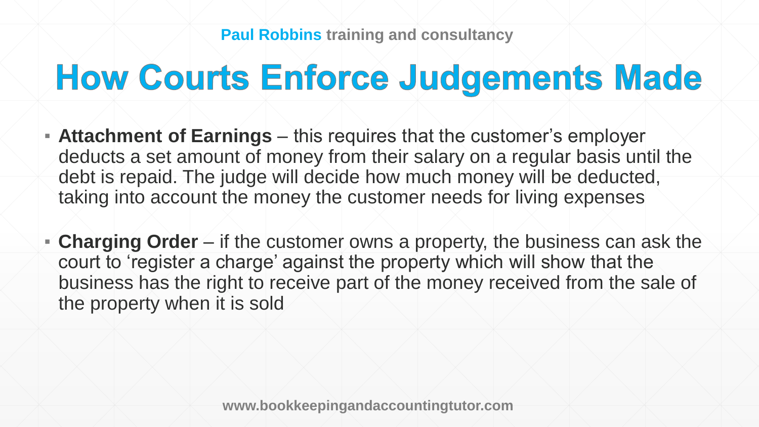# How Courts Enforce Judgements Made

- **Attachment of Earnings** – this requires that the customer's employer deducts a set amount of money from their salary on a regular basis until the debt is repaid. The judge will decide how much money will be deducted, taking into account the money the customer needs for living expenses

- **Charging Order** – if the customer owns a property, the business can ask the court to 'register a charge' against the property which will show that the business has the right to receive part of the money received from the sale of the property when it is sold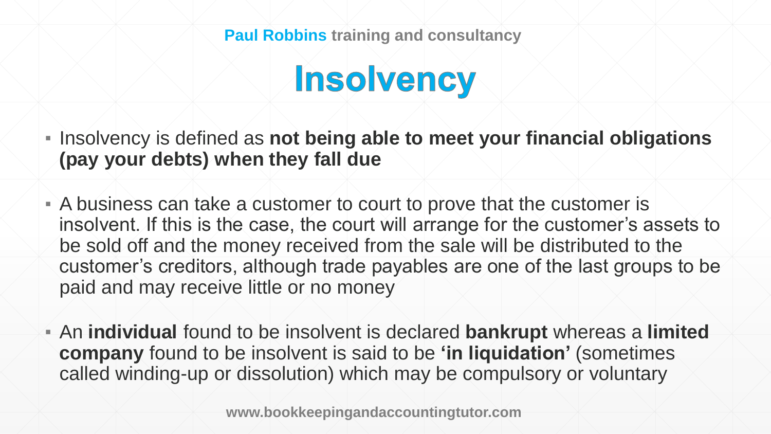# Insolvency

- Insolvency is defined as **not being able to meet your financial obligations (pay your debts) when they fall due**
- A business can take a customer to court to prove that the customer is insolvent. If this is the case, the court will arrange for the customer's assets to be sold off and the money received from the sale will be distributed to the customer's creditors, although trade payables are one of the last groups to be paid and may receive little or no money
- An **individual** found to be insolvent is declared **bankrupt** whereas a **limited company** found to be insolvent is said to be **'in liquidation'** (sometimes called winding-up or dissolution) which may be compulsory or voluntary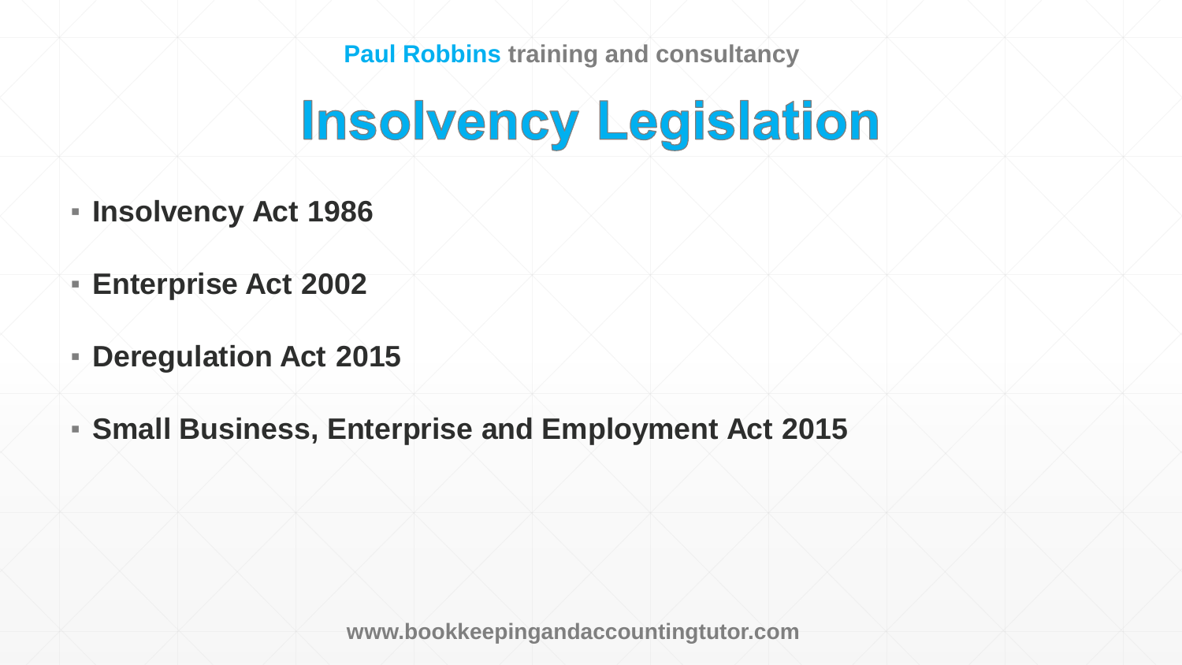**Paul Robbins** training and consultancy

# Insolvency Legislation

- **Insolvency Act 1986**
- **Enterprise Act 2002**
- **Deregulation Act 2015**
- **Small Business, Enterprise and Employment Act 2015**

www.bookkeepingandaccountingtutor.com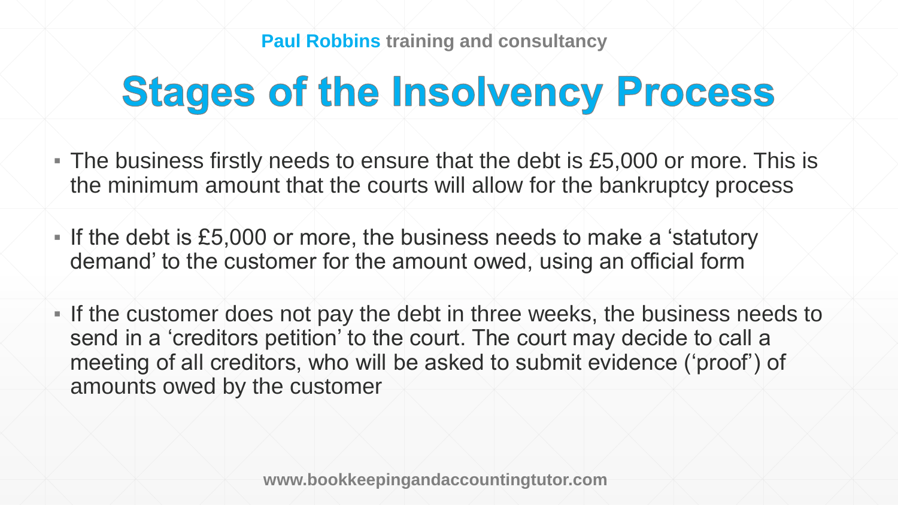# Stages of the Insolvency Process

- The business firstly needs to ensure that the debt is £5,000 or more. This is the minimum amount that the courts will allow for the bankruptcy process
- If the debt is £5,000 or more, the business needs to make a 'statutory demand' to the customer for the amount owed, using an official form
- If the customer does not pay the debt in three weeks, the business needs to send in a 'creditors petition' to the court. The court may decide to call a meeting of all creditors, who will be asked to submit evidence ('proof') of amounts owed by the customer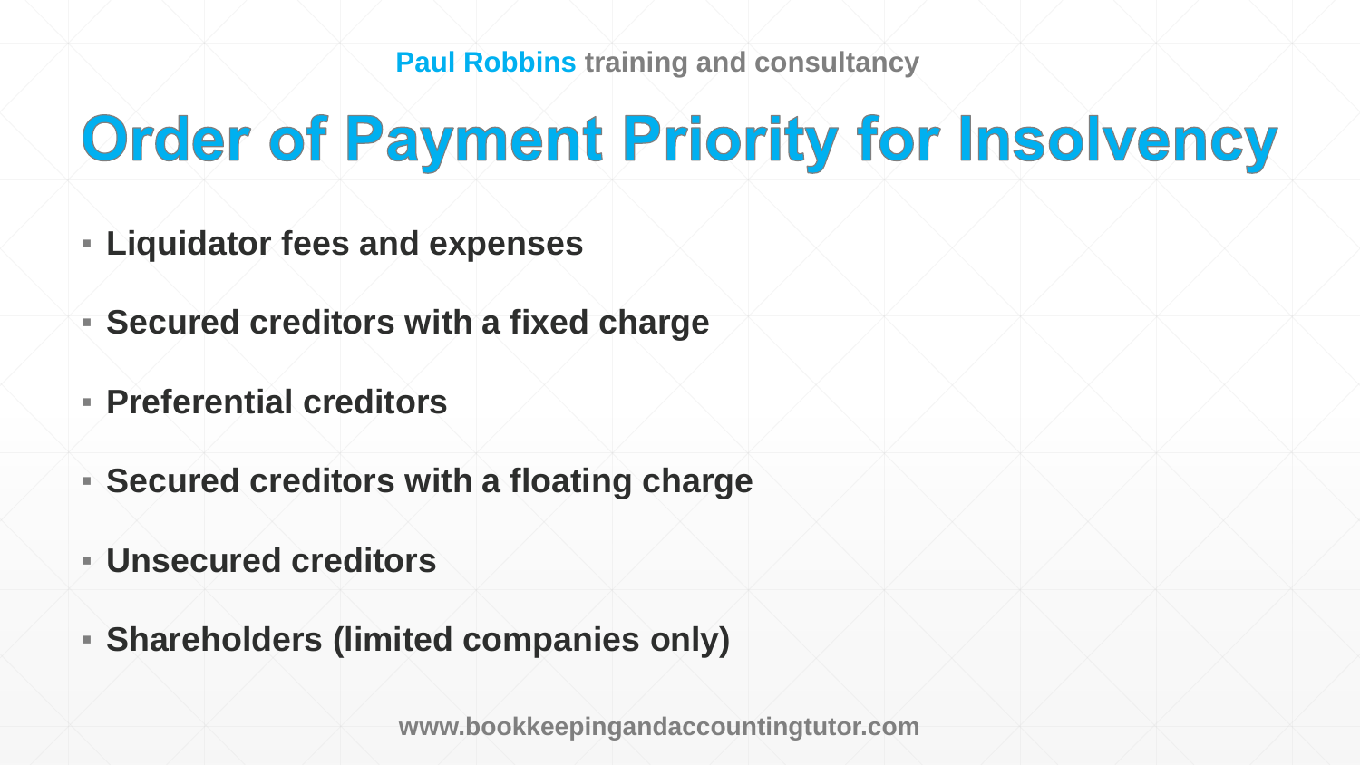# Order of Payment Priority for Insolvency

- **Liquidator fees and expenses**
- **Secured creditors with a fixed charge**
- **Preferential creditors**
- **Secured creditors with a floating charge**
- **Unsecured creditors**
- **Shareholders (limited companies only)**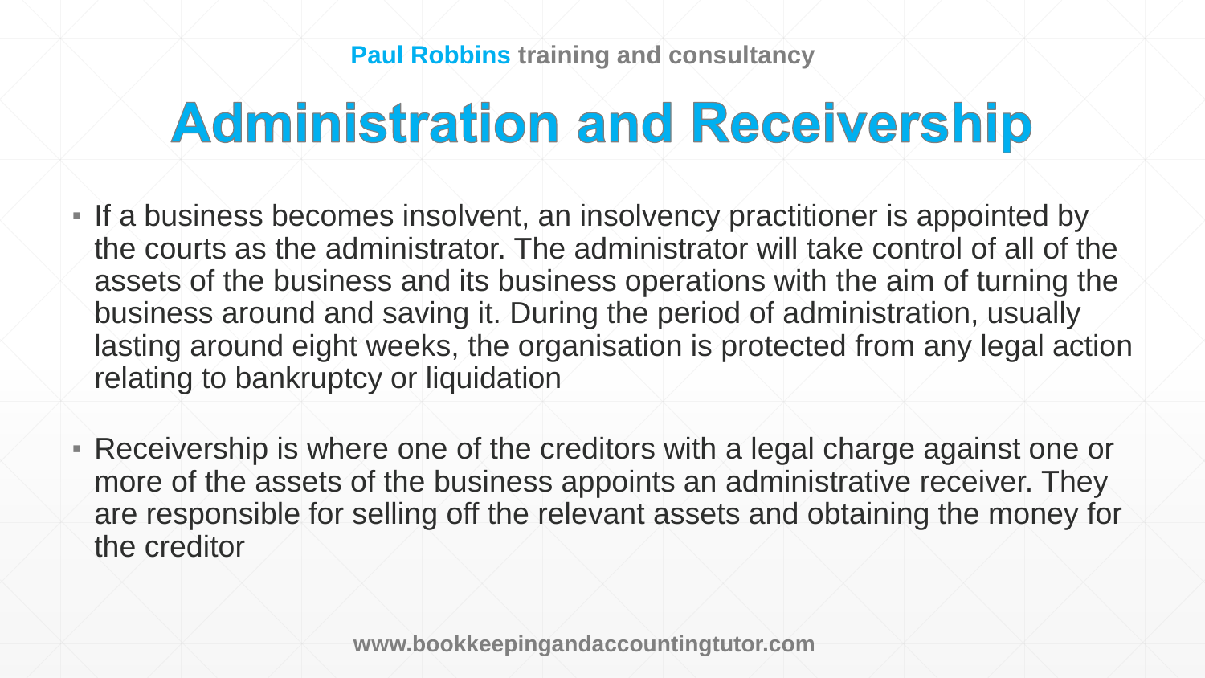# Administration and Receivership

- If a business becomes insolvent, an insolvency practitioner is appointed by the courts as the administrator. The administrator will take control of all of the assets of the business and its business operations with the aim of turning the business around and saving it. During the period of administration, usually lasting around eight weeks, the organisation is protected from any legal action relating to bankruptcy or liquidation

- Receivership is where one of the creditors with a legal charge against one or more of the assets of the business appoints an administrative receiver. They are responsible for selling off the relevant assets and obtaining the money for the creditor